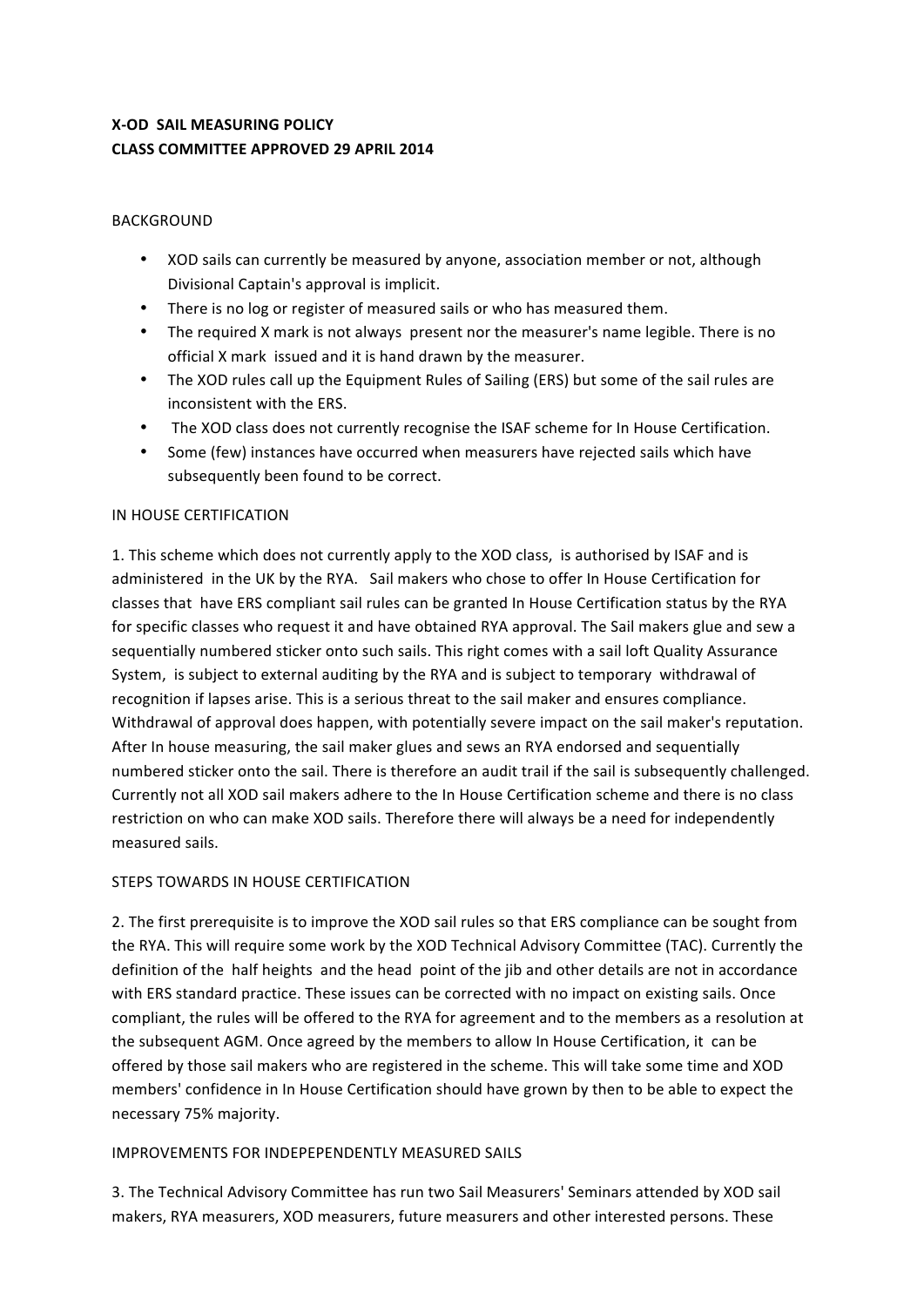**X-OD SAIL MEASURING POLICY**
**CLASS COMMITTEE APPROVED 29 APRIL 2014**

BACKGROUND

- XOD sails can currently be measured by anyone, association member or not, although Divisional Captain's approval is implicit.
- There is no log or register of measured sails or who has measured them.
- The required X mark is not always present nor the measurer's name legible. There is no official X mark issued and it is hand drawn by the measurer.
- The XOD rules call up the Equipment Rules of Sailing (ERS) but some of the sail rules are inconsistent with the ERS.
- The XOD class does not currently recognise the ISAF scheme for In House Certification.
- Some (few) instances have occurred when measurers have rejected sails which have subsequently been found to be correct.

IN HOUSE CERTIFICATION

1. This scheme which does not currently apply to the XOD class, is authorised by ISAF and is administered in the UK by the RYA. Sail makers who chose to offer In House Certification for classes that have ERS compliant sail rules can be granted In House Certification status by the RYA for specific classes who request it and have obtained RYA approval. The Sail makers glue and sew a sequentially numbered sticker onto such sails. This right comes with a sail loft Quality Assurance System, is subject to external auditing by the RYA and is subject to temporary withdrawal of recognition if lapses arise. This is a serious threat to the sail maker and ensures compliance. Withdrawal of approval does happen, with potentially severe impact on the sail maker's reputation. After In house measuring, the sail maker glues and sews an RYA endorsed and sequentially numbered sticker onto the sail. There is therefore an audit trail if the sail is subsequently challenged. Currently not all XOD sail makers adhere to the In House Certification scheme and there is no class restriction on who can make XOD sails. Therefore there will always be a need for independently measured sails.

STEPS TOWARDS IN HOUSE CERTIFICATION

2. The first prerequisite is to improve the XOD sail rules so that ERS compliance can be sought from the RYA. This will require some work by the XOD Technical Advisory Committee (TAC). Currently the definition of the half heights and the head point of the jib and other details are not in accordance with ERS standard practice. These issues can be corrected with no impact on existing sails. Once compliant, the rules will be offered to the RYA for agreement and to the members as a resolution at the subsequent AGM. Once agreed by the members to allow In House Certification, it can be offered by those sail makers who are registered in the scheme. This will take some time and XOD members' confidence in In House Certification should have grown by then to be able to expect the necessary 75% majority.

IMPROVEMENTS FOR INDEPEPENDENTLY MEASURED SAILS

3. The Technical Advisory Committee has run two Sail Measurers' Seminars attended by XOD sail makers, RYA measurers, XOD measurers, future measurers and other interested persons. These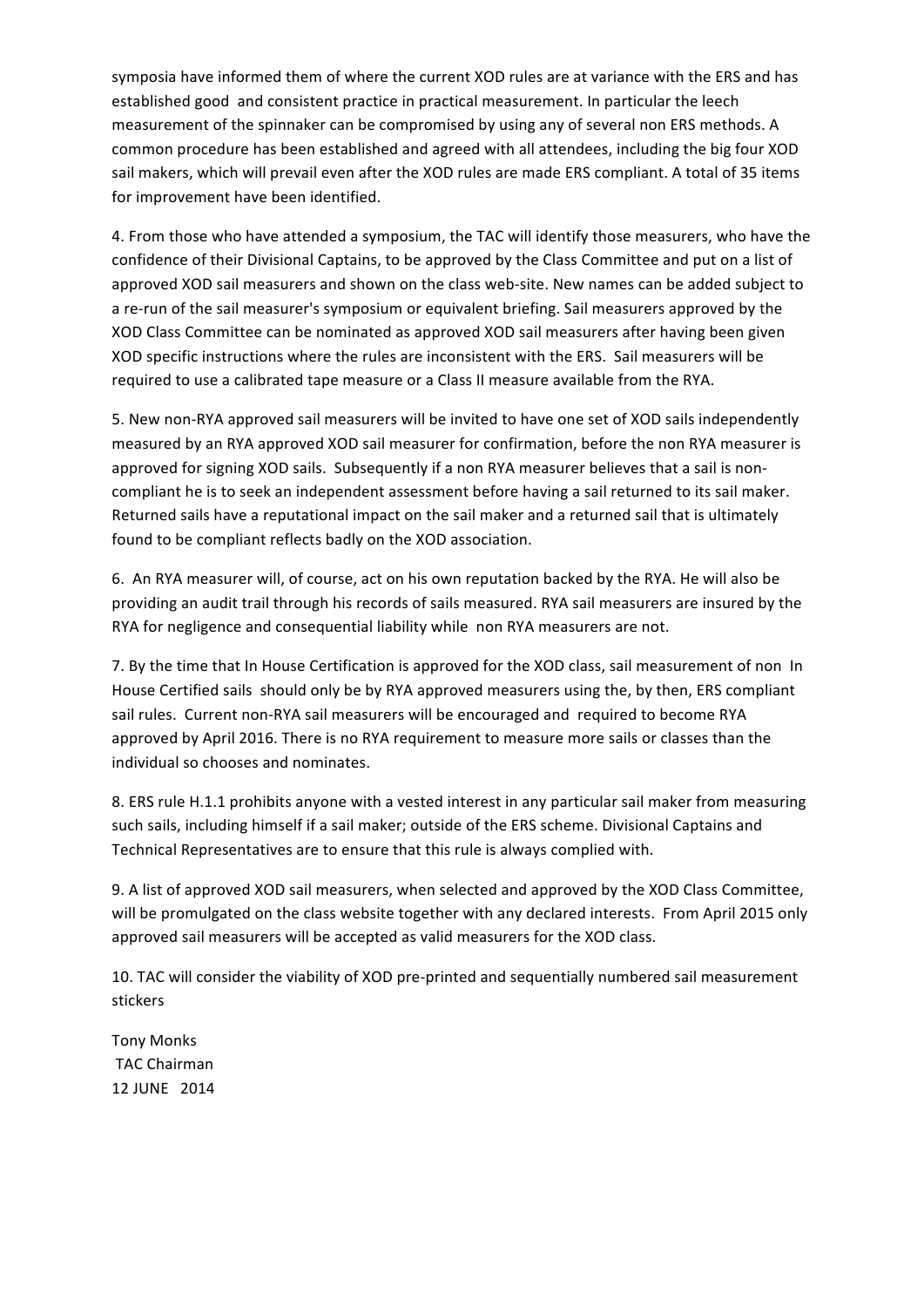symposia have informed them of where the current XOD rules are at variance with the ERS and has established good and consistent practice in practical measurement. In particular the leech measurement of the spinnaker can be compromised by using any of several non ERS methods. A common procedure has been established and agreed with all attendees, including the big four XOD sail makers, which will prevail even after the XOD rules are made ERS compliant. A total of 35 items for improvement have been identified.

4. From those who have attended a symposium, the TAC will identify those measurers, who have the confidence of their Divisional Captains, to be approved by the Class Committee and put on a list of approved XOD sail measurers and shown on the class web-site. New names can be added subject to a re-run of the sail measurer's symposium or equivalent briefing. Sail measurers approved by the XOD Class Committee can be nominated as approved XOD sail measurers after having been given XOD specific instructions where the rules are inconsistent with the ERS. Sail measurers will be required to use a calibrated tape measure or a Class II measure available from the RYA.

5. New non-RYA approved sail measurers will be invited to have one set of XOD sails independently measured by an RYA approved XOD sail measurer for confirmation, before the non RYA measurer is approved for signing XOD sails. Subsequently if a non RYA measurer believes that a sail is non-compliant he is to seek an independent assessment before having a sail returned to its sail maker. Returned sails have a reputational impact on the sail maker and a returned sail that is ultimately found to be compliant reflects badly on the XOD association.

6. An RYA measurer will, of course, act on his own reputation backed by the RYA. He will also be providing an audit trail through his records of sails measured. RYA sail measurers are insured by the RYA for negligence and consequential liability while non RYA measurers are not.

7. By the time that In House Certification is approved for the XOD class, sail measurement of non In House Certified sails should only be by RYA approved measurers using the, by then, ERS compliant sail rules. Current non-RYA sail measurers will be encouraged and required to become RYA approved by April 2016. There is no RYA requirement to measure more sails or classes than the individual so chooses and nominates.

8. ERS rule H.1.1 prohibits anyone with a vested interest in any particular sail maker from measuring such sails, including himself if a sail maker; outside of the ERS scheme. Divisional Captains and Technical Representatives are to ensure that this rule is always complied with.

9. A list of approved XOD sail measurers, when selected and approved by the XOD Class Committee, will be promulgated on the class website together with any declared interests. From April 2015 only approved sail measurers will be accepted as valid measurers for the XOD class.

10. TAC will consider the viability of XOD pre-printed and sequentially numbered sail measurement stickers

Tony Monks
TAC Chairman
12 JUNE 2014